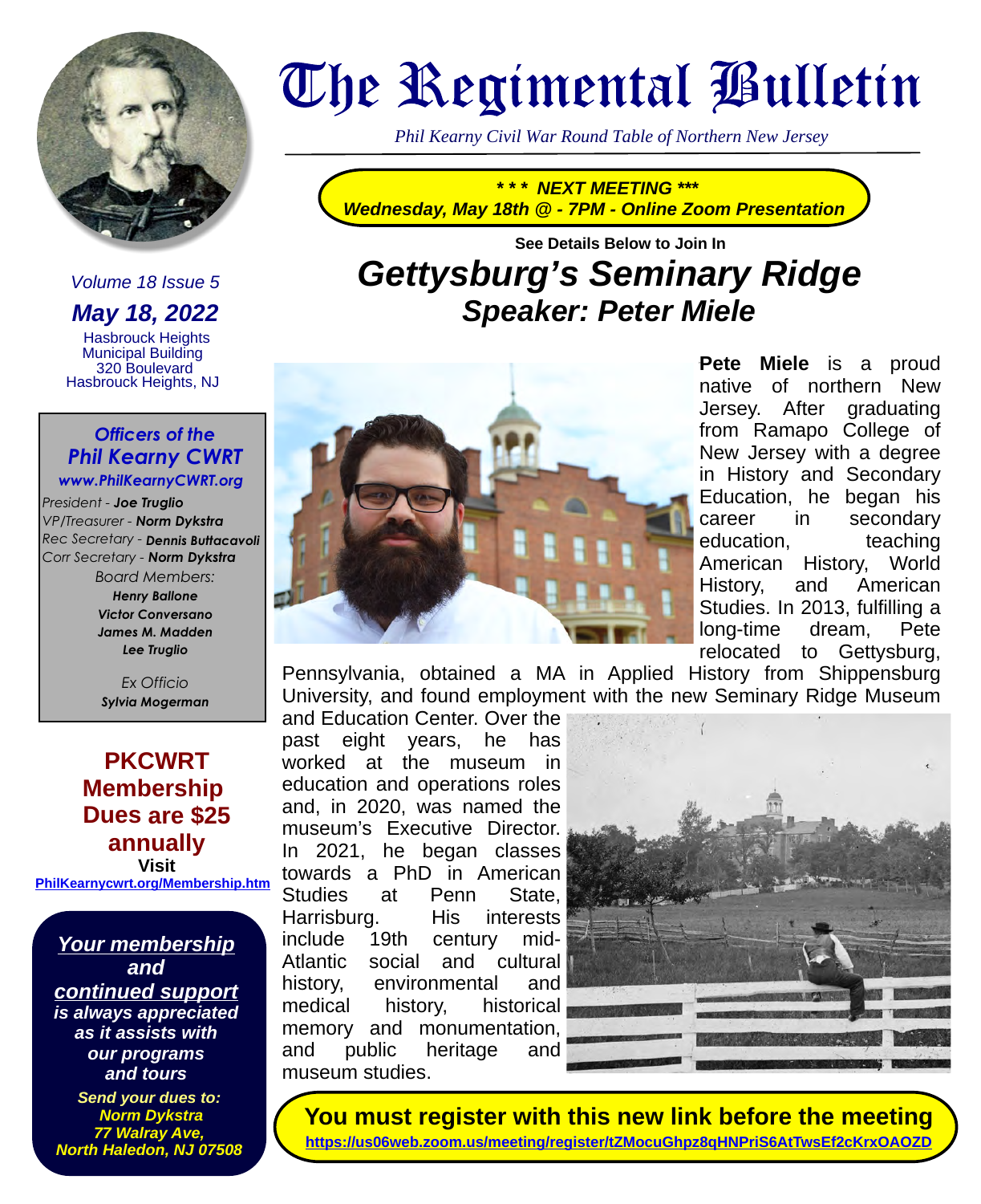# The Regimental Bulletin

*Phil Kearny Civil War Round Table of Northern New Jersey*

***\* \* \* NEXT MEETING \*\*\****
***Wednesday, May 18th @ - 7PM - Online Zoom Presentation***

**See Details Below to Join In**

# *Gettysburg's Seminary Ridge*
## *Speaker: Peter Miele*

**Pete Miele** is a proud native of northern New Jersey. After graduating from Ramapo College of New Jersey with a degree in History and Secondary Education, he began his career in secondary education, teaching American History, World History, and American Studies. In 2013, fulfilling a long-time dream, Pete relocated to Gettysburg, Pennsylvania, obtained a MA in Applied History from Shippensburg University, and found employment with the new Seminary Ridge Museum and Education Center. Over the past eight years, he has worked at the museum in education and operations roles and, in 2020, was named the museum's Executive Director. In 2021, he began classes towards a PhD in American Studies at Penn State, Harrisburg. His interests include 19th century mid-Atlantic social and cultural history, environmental and medical history, historical memory and monumentation, and public heritage and museum studies.

**You must register with this new link before the meeting**
**https://us06web.zoom.us/meeting/register/tZMocuGhpz8qHNPriS6AtTwsEf2cKrxOAOZD**

---

*Volume 18 Issue 5*

***May 18, 2022***

Hasbrouck Heights
Municipal Building
320 Boulevard
Hasbrouck Heights, NJ

***Officers of the Phil Kearny CWRT***
***www.PhilKearnyCWRT.org***

*President* - ***Joe Truglio***
*VP/Treasurer* - ***Norm Dykstra***
*Rec Secretary* - ***Dennis Buttacavoli***
*Corr Secretary* - ***Norm Dykstra***

*Board Members:*
***Henry Ballone***
***Victor Conversano***
***James M. Madden***
***Lee Truglio***

*Ex Officio*
***Sylvia Mogerman***

**PKCWRT Membership Dues are $25 annually**
**Visit**
**PhilKearnycwrt.org/Membership.htm**

***Your membership and continued support is always appreciated as it assists with our programs and tours***

***Send your dues to:***
***Norm Dykstra***
***77 Walray Ave,***
***North Haledon, NJ 07508***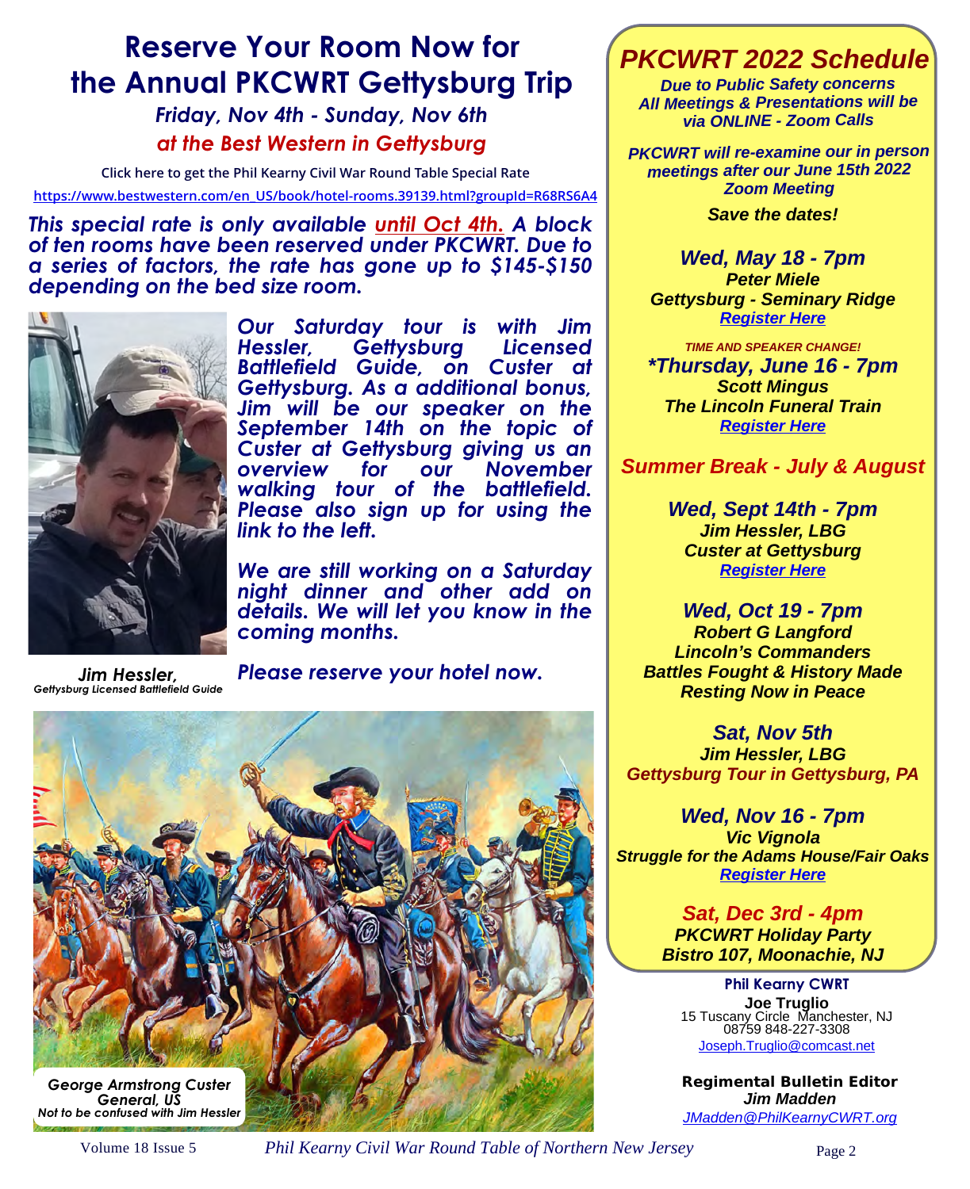# Reserve Your Room Now for the Annual PKCWRT Gettysburg Trip

***Friday, Nov 4th - Sunday, Nov 6th***

***at the Best Western in Gettysburg***

**Click here to get the Phil Kearny Civil War Round Table Special Rate**

**https://www.bestwestern.com/en_US/book/hotel-rooms.39139.html?groupId=R68RS6A4**

***This special rate is only available until Oct 4th. A block of ten rooms have been reserved under PKCWRT. Due to a series of factors, the rate has gone up to $145-$150 depending on the bed size room.***

***Our Saturday tour is with Jim Hessler, Gettysburg Licensed Battlefield Guide, on Custer at Gettysburg. As a additional bonus, Jim will be our speaker on the September 14th on the topic of Custer at Gettysburg giving us an overview for our November walking tour of the battlefield. Please also sign up for using the link to the left.***

***We are still working on a Saturday night dinner and other add on details. We will let you know in the coming months.***

***Please reserve your hotel now.***

***Jim Hessler,***
*Gettysburg Licensed Battlefield Guide*

***George Armstrong Custer***
***General, US***
*Not to be confused with Jim Hessler*

## *PKCWRT 2022 Schedule*

***Due to Public Safety concerns All Meetings & Presentations will be via ONLINE - Zoom Calls***

***PKCWRT will re-examine our in person meetings after our June 15th 2022 Zoom Meeting***

***Save the dates!***

***Wed, May 18 - 7pm***
***Peter Miele***
***Gettysburg - Seminary Ridge***
***Register Here***

***TIME AND SPEAKER CHANGE!***
****Thursday, June 16 - 7pm***
***Scott Mingus***
***The Lincoln Funeral Train***
***Register Here***

***Summer Break - July & August***

***Wed, Sept 14th - 7pm***
***Jim Hessler, LBG***
***Custer at Gettysburg***
***Register Here***

***Wed, Oct 19 - 7pm***
***Robert G Langford***
***Lincoln's Commanders***
***Battles Fought & History Made***
***Resting Now in Peace***

***Sat, Nov 5th***
***Jim Hessler, LBG***
***Gettysburg Tour in Gettysburg, PA***

***Wed, Nov 16 - 7pm***
***Vic Vignola***
***Struggle for the Adams House/Fair Oaks***
***Register Here***

***Sat, Dec 3rd - 4pm***
***PKCWRT Holiday Party***
***Bistro 107, Moonachie, NJ***

**Phil Kearny CWRT**
**Joe Truglio**
15 Tuscany Circle Manchester, NJ 08759 848-227-3308
Joseph.Truglio@comcast.net

**Regimental Bulletin Editor**
***Jim Madden***
*JMadden@PhilKearnyCWRT.org*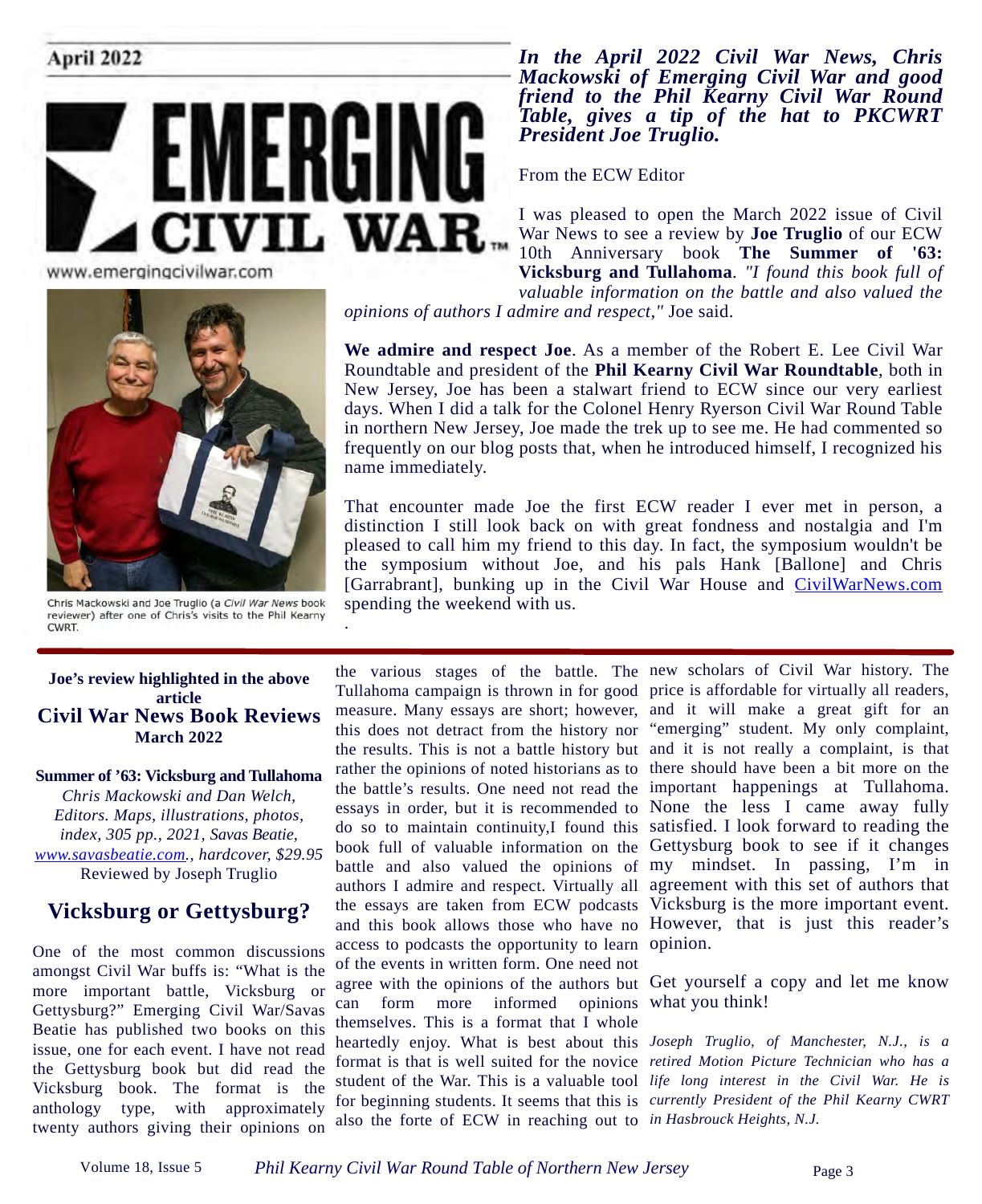April 2022

# EMERGING CIVIL WAR

www.emergingcivilwar.com

***In the April 2022 Civil War News, Chris Mackowski of Emerging Civil War and good friend to the Phil Kearny Civil War Round Table, gives a tip of the hat to PKCWRT President Joe Truglio.***

From the ECW Editor

I was pleased to open the March 2022 issue of Civil War News to see a review by **Joe Truglio** of our ECW 10th Anniversary book **The Summer of '63: Vicksburg and Tullahoma**. *"I found this book full of valuable information on the battle and also valued the opinions of authors I admire and respect,"* Joe said.

**We admire and respect Joe**. As a member of the Robert E. Lee Civil War Roundtable and president of the **Phil Kearny Civil War Roundtable**, both in New Jersey, Joe has been a stalwart friend to ECW since our very earliest days. When I did a talk for the Colonel Henry Ryerson Civil War Round Table in northern New Jersey, Joe made the trek up to see me. He had commented so frequently on our blog posts that, when he introduced himself, I recognized his name immediately.

That encounter made Joe the first ECW reader I ever met in person, a distinction I still look back on with great fondness and nostalgia and I'm pleased to call him my friend to this day. In fact, the symposium wouldn't be the symposium without Joe, and his pals Hank [Ballone] and Chris [Garrabrant], bunking up in the Civil War House and CivilWarNews.com spending the weekend with us.

Chris Mackowski and Joe Truglio (a *Civil War News* book reviewer) after one of Chris's visits to the Phil Kearny CWRT.

---

**Joe's review highlighted in the above article**

## Civil War News Book Reviews

**March 2022**

**Summer of '63: Vicksburg and Tullahoma**

*Chris Mackowski and Dan Welch, Editors. Maps, illustrations, photos, index, 305 pp., 2021, Savas Beatie, www.savasbeatie.com., hardcover, $29.95*

Reviewed by Joseph Truglio

## Vicksburg or Gettysburg?

One of the most common discussions amongst Civil War buffs is: "What is the more important battle, Vicksburg or Gettysburg?" Emerging Civil War/Savas Beatie has published two books on this issue, one for each event. I have not read the Gettysburg book but did read the Vicksburg book. The format is the anthology type, with approximately twenty authors giving their opinions on the various stages of the battle. The Tullahoma campaign is thrown in for good measure. Many essays are short; however, this does not detract from the history nor the results. This is not a battle history but rather the opinions of noted historians as to the battle's results. One need not read the essays in order, but it is recommended to do so to maintain continuity,I found this book full of valuable information on the battle and also valued the opinions of authors I admire and respect. Virtually all the essays are taken from ECW podcasts and this book allows those who have no access to podcasts the opportunity to learn of the events in written form. One need not agree with the opinions of the authors but can form more informed opinions themselves. This is a format that I whole heartedly enjoy. What is best about this format is that is well suited for the novice student of the War. This is a valuable tool for beginning students. It seems that this is also the forte of ECW in reaching out to new scholars of Civil War history. The price is affordable for virtually all readers, and it will make a great gift for an "emerging" student. My only complaint, and it is not really a complaint, is that there should have been a bit more on the important happenings at Tullahoma. None the less I came away fully satisfied. I look forward to reading the Gettysburg book to see if it changes my mindset. In passing, I'm in agreement with this set of authors that Vicksburg is the more important event. However, that is just this reader's opinion.

Get yourself a copy and let me know what you think!

*Joseph Truglio, of Manchester, N.J., is a retired Motion Picture Technician who has a life long interest in the Civil War. He is currently President of the Phil Kearny CWRT in Hasbrouck Heights, N.J.*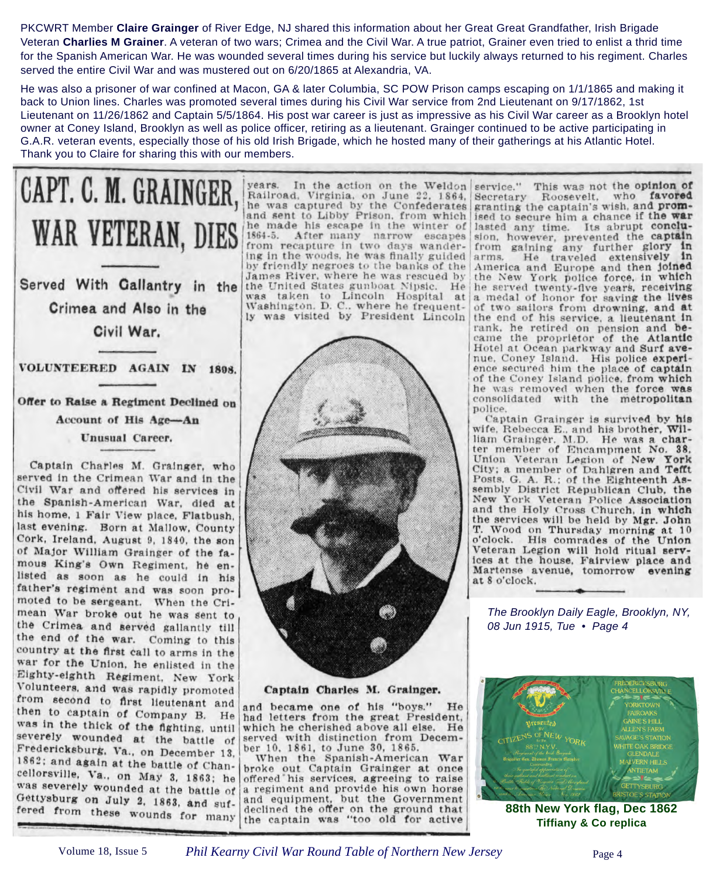PKCWRT Member **Claire Grainger** of River Edge, NJ shared this information about her Great Great Grandfather, Irish Brigade Veteran **Charlies M Grainer**. A veteran of two wars; Crimea and the Civil War. A true patriot, Grainer even tried to enlist a thrid time for the Spanish American War. He was wounded several times during his service but luckily always returned to his regiment. Charles served the entire Civil War and was mustered out on 6/20/1865 at Alexandria, VA.

He was also a prisoner of war confined at Macon, GA & later Columbia, SC POW Prison camps escaping on 1/1/1865 and making it back to Union lines. Charles was promoted several times during his Civil War service from 2nd Lieutenant on 9/17/1862, 1st Lieutenant on 11/26/1862 and Captain 5/5/1864. His post war career is just as impressive as his Civil War career as a Brooklyn hotel owner at Coney Island, Brooklyn as well as police officer, retiring as a lieutenant. Grainger continued to be active participating in G.A.R. veteran events, especially those of his old Irish Brigade, which he hosted many of their gatherings at his Atlantic Hotel. Thank you to Claire for sharing this with our members.

# CAPT. C. M. GRAINGER, WAR VETERAN, DIES

### Served With Gallantry in the Crimea and Also in the Civil War.

### VOLUNTEERED AGAIN IN 1898.

### Offer to Raise a Regiment Declined on Account of His Age—An Unusual Career.

Captain Charles M. Grainger, who served in the Crimean War and in the Civil War and offered his services in the Spanish-American War, died at his home, 1 Fair View place, Flatbush, last evening. Born at Mallow, County Cork, Ireland, August 9, 1840, the son of Major William Grainger of the famous King's Own Regiment, he enlisted as soon as he could in his father's regiment and was soon promoted to be sergeant. When the Crimean War broke out he was sent to the Crimea and served gallantly till the end of the war. Coming to this country at the first call to arms in the war for the Union, he enlisted in the Eighty-eighth Regiment, New York Volunteers, and was rapidly promoted from second to first lieutenant and then to captain of Company B. He was in the thick of the fighting, until severely wounded at the battle of Fredericksburg, Va., on December 13, 1862; and again at the battle of Chancellorsville, Va., on May 3, 1863; he was severely wounded at the battle of Gettysburg on July 2, 1863, and suffered from these wounds for many years. In the action on the Weldon Railroad, Virginia, on June 22, 1864, he was captured by the Confederates and sent to Libby Prison, from which he made his escape in the winter of 1864-5. After many narrow escapes from recapture in two days wandering in the woods, he was finally guided by friendly negroes to the banks of the James River, where he was rescued by the United States gunboat Nipsic. He was taken to Lincoln Hospital at Washington, D. C., where he frequently was visited by President Lincoln

**Captain Charles M. Grainger.**

and became one of his "boys." He had letters from the great President, which he cherished above all else. He served with distinction from December 10, 1861, to June 30, 1865.

When the Spanish-American War broke out Captain Grainger at once offered his services, agreeing to raise a regiment and provide his own horse and equipment, but the Government declined the offer on the ground that the captain was "too old for active service." This was not the opinion of Secretary Roosevelt, who favored granting the captain's wish, and promised to secure him a chance if the war lasted any time. Its abrupt conclusion, however, prevented the captain from gaining any further glory in arms. He traveled extensively in America and Europe and then joined the New York police force, in which he served twenty-five years, receiving a medal of honor for saving the lives of two sailors from drowning, and at the end of his service, a lieutenant in rank, he retired on pension and became the proprietor of the Atlantic Hotel at Ocean parkway and Surf avenue, Coney Island. His police experience secured him the place of captain of the Coney Island police, from which he was removed when the force was consolidated with the metropolitan police.

Captain Grainger is survived by his wife, Rebecca E., and his brother, William Grainger, M.D. He was a charter member of Encampment No. 38, Union Veteran Legion of New York City; a member of Dahlgren and Tefft Posts, G. A. R.; of the Eighteenth Assembly District Republican Club, the New York Veteran Police Association and the Holy Cross Church, in which the services will be held by Mgr. John T. Wood on Thursday morning at 10 o'clock. His comrades of the Union Veteran Legion will hold ritual services at the house, Fairview place and Martense avenue, tomorrow evening at 8 o'clock.

*The Brooklyn Daily Eagle, Brooklyn, NY, 08 Jun 1915, Tue • Page 4*

**88th New York flag, Dec 1862**
**Tiffiany & Co replica**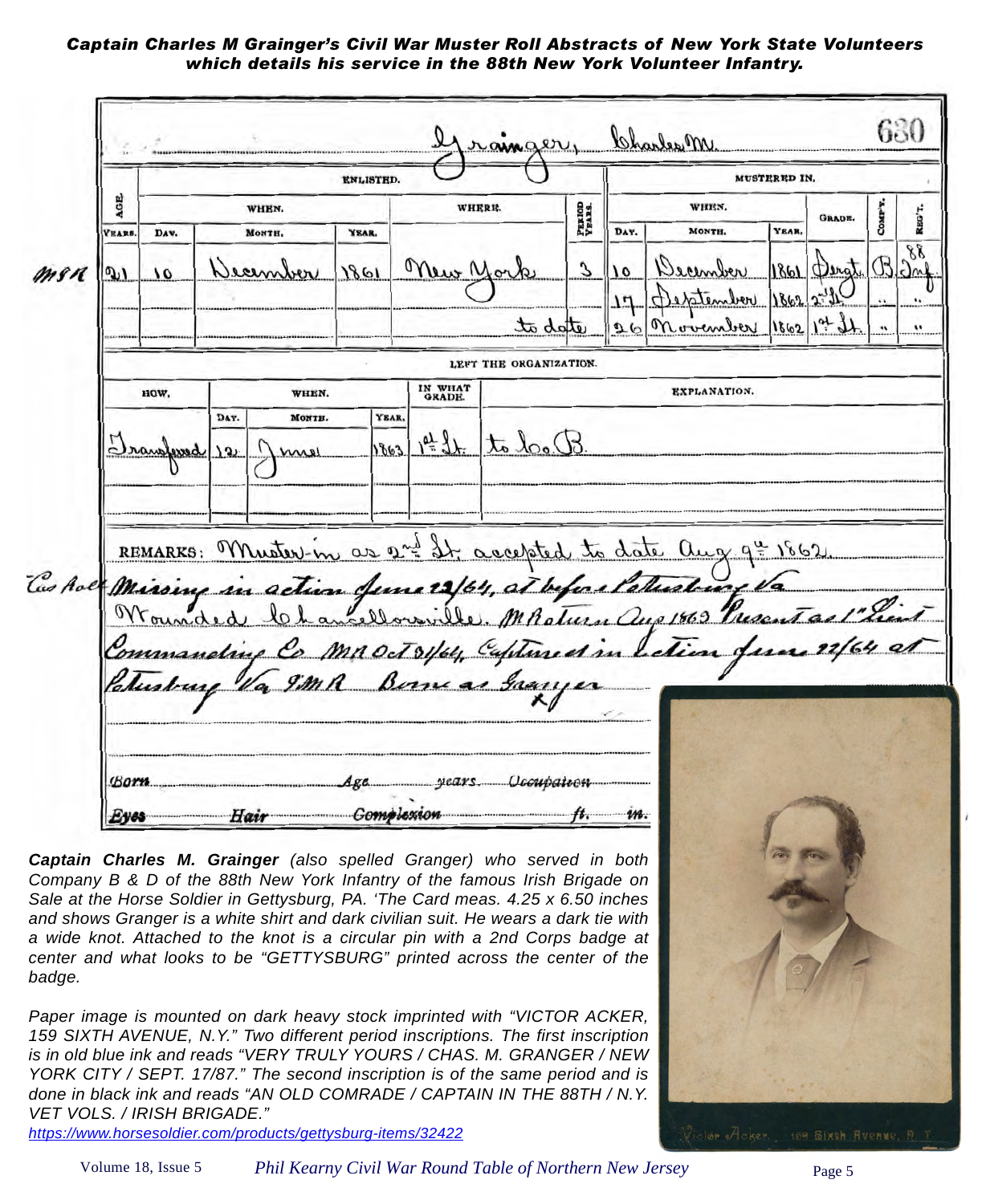***Captain Charles M Grainger's Civil War Muster Roll Abstracts of New York State Volunteers which details his service in the 88th New York Volunteer Infantry.***

Grainger, Charles M. — 630

| Age (Years) | Enlisted: Day | Enlisted: Month | Enlisted: Year | Where | Period (Years) | Mustered In: Day | Mustered In: Month | Mustered In: Year | Grade | Comp'y | Reg't |
|---|---|---|---|---|---|---|---|---|---|---|---|
| 21 | 10 | December | 1861 | New York | 3 | 10 | December | 1861 | Sergt. | B | 88 Inf. |
| | | | | | | 17 | September | 1862 | 2nd Lt. | " | " |
| | | | | to date | | 26 | November | 1862 | 1st Lt. | " | " |

**LEFT THE ORGANIZATION.**

| How | Day | Month | Year | In What Grade | Explanation |
|---|---|---|---|---|---|
| Transferred | 12 | June | 1863 | 1st Lt. | to Co. B. |

REMARKS: Muster-in as 2nd Lt accepted to date Aug 9th 1862.
Cas Roll Missing in action June 22/64, at before Petersburg Va
Wounded Chancellorsville. M Return Aug 1863 Present as 1st Lieut Commanding Co. MR Oct 31/64, Captured in Action June 22/64 at Petersburg Va. SMR Borne as Granger

Born ... Age ... years. Occupation ...
Eyes ... Hair ... Complexion ... ft. ... in.

Victor Acker, 159 Sixth Avenue, N. Y.

***Captain Charles M. Grainger** (also spelled Granger) who served in both Company B & D of the 88th New York Infantry of the famous Irish Brigade on Sale at the Horse Soldier in Gettysburg, PA. 'The Card meas. 4.25 x 6.50 inches and shows Granger is a white shirt and dark civilian suit. He wears a dark tie with a wide knot. Attached to the knot is a circular pin with a 2nd Corps badge at center and what looks to be "GETTYSBURG" printed across the center of the badge.*

*Paper image is mounted on dark heavy stock imprinted with "VICTOR ACKER, 159 SIXTH AVENUE, N.Y." Two different period inscriptions. The first inscription is in old blue ink and reads "VERY TRULY YOURS / CHAS. M. GRANGER / NEW YORK CITY / SEPT. 17/87." The second inscription is of the same period and is done in black ink and reads "AN OLD COMRADE / CAPTAIN IN THE 88TH / N.Y. VET VOLS. / IRISH BRIGADE."*

https://www.horsesoldier.com/products/gettysburg-items/32422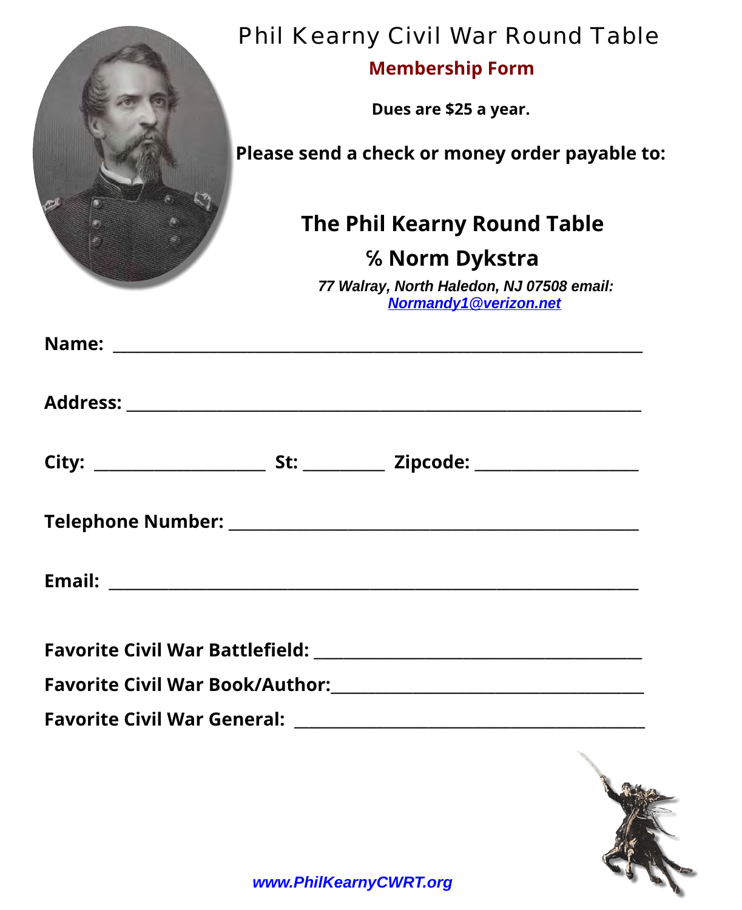# Phil Kearny Civil War Round Table

## Membership Form

**Dues are $25 a year.**

**Please send a check or money order payable to:**

**The Phil Kearny Round Table**

**℅ Norm Dykstra**

*77 Walray, North Haledon, NJ 07508 email:*
*Normandy1@verizon.net*

**Name:** ______________________________________________

**Address:** ____________________________________________

**City:** ____________________ **St:** _________ **Zipcode:** ___________________

**Telephone Number:** ___________________________________

**Email:** ______________________________________________

**Favorite Civil War Battlefield:** ___________________________

**Favorite Civil War Book/Author:**__________________________

**Favorite Civil War General:** ______________________________

*www.PhilKearnyCWRT.org*